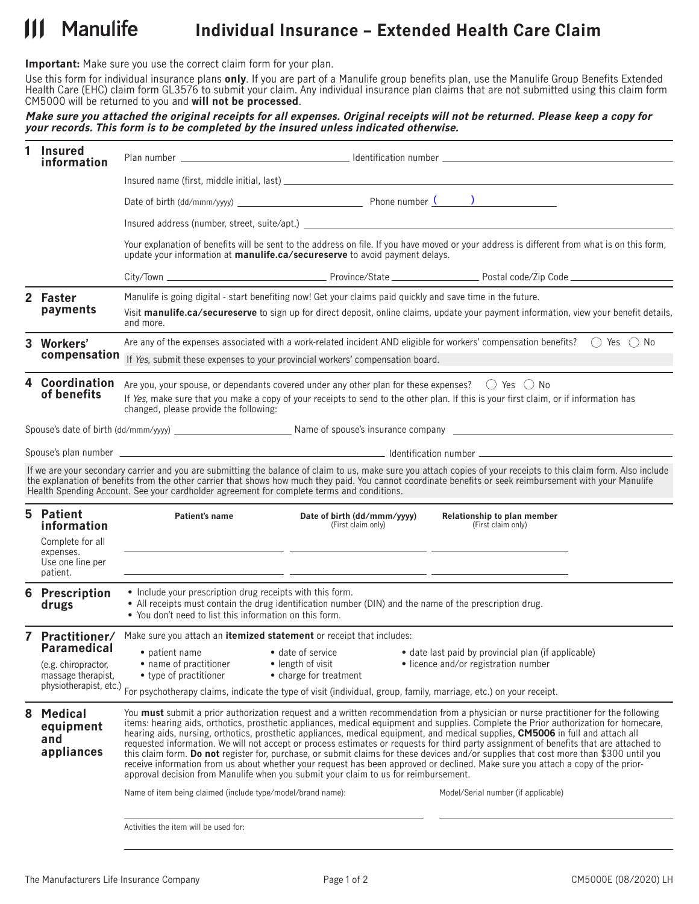# Manulife — Individual Insurance – Extended Health Care Claim

**Important:** Make sure you use the correct claim form for your plan.

Use this form for individual insurance plans **only**. If you are part of a Manulife group benefits plan, use the Manulife Group Benefits Extended Health Care (EHC) claim form GL3576 to submit your claim. Any individual insurance plan claims that are not submitted using this claim form CM5000 will be returned to you and **will not be processed**.

***Make sure you attached the original receipts for all expenses. Original receipts will not be returned. Please keep a copy for your records. This form is to be completed by the insured unless indicated otherwise.***

## 1 Insured information

Plan number ______________________ Identification number ______________________

Insured name (first, middle initial, last) ______________________

Date of birth (dd/mmm/yyyy) ______________________ Phone number ( ) ______________________

Insured address (number, street, suite/apt.) ______________________

Your explanation of benefits will be sent to the address on file. If you have moved or your address is different from what is on this form, update your information at **manulife.ca/secureserve** to avoid payment delays.

City/Town ______________________ Province/State ______________________ Postal code/Zip Code ______________________

## 2 Faster payments

Manulife is going digital - start benefiting now! Get your claims paid quickly and save time in the future.

Visit **manulife.ca/secureserve** to sign up for direct deposit, online claims, update your payment information, view your benefit details, and more.

## 3 Workers' compensation

Are any of the expenses associated with a work-related incident AND eligible for workers' compensation benefits? ◯ Yes ◯ No

If *Yes*, submit these expenses to your provincial workers' compensation board.

## 4 Coordination of benefits

Are you, your spouse, or dependants covered under any other plan for these expenses? ◯ Yes ◯ No

If *Yes*, make sure that you make a copy of your receipts to send to the other plan. If this is your first claim, or if information has changed, please provide the following:

Spouse's date of birth (dd/mmm/yyyy) ______________________ Name of spouse's insurance company ______________________

Spouse's plan number ______________________ Identification number ______________________

If we are your secondary carrier and you are submitting the balance of claim to us, make sure you attach copies of your receipts to this claim form. Also include the explanation of benefits from the other carrier that shows how much they paid. You cannot coordinate benefits or seek reimbursement with your Manulife Health Spending Account. See your cardholder agreement for complete terms and conditions.

## 5 Patient information

Complete for all expenses. Use one line per patient.

| Patient's name | Date of birth (dd/mmm/yyyy) (First claim only) | Relationship to plan member (First claim only) |
|---|---|---|
| | | |
| | | |

## 6 Prescription drugs

- Include your prescription drug receipts with this form.
- All receipts must contain the drug identification number (DIN) and the name of the prescription drug.
- You don't need to list this information on this form.

## 7 Practitioner/Paramedical

(e.g. chiropractor, massage therapist, physiotherapist, etc.)

Make sure you attach an **itemized statement** or receipt that includes:

- patient name
- name of practitioner
- type of practitioner
- date of service
- length of visit
- charge for treatment
- date last paid by provincial plan (if applicable)
- licence and/or registration number

For psychotherapy claims, indicate the type of visit (individual, group, family, marriage, etc.) on your receipt.

## 8 Medical equipment and appliances

You **must** submit a prior authorization request and a written recommendation from a physician or nurse practitioner for the following items: hearing aids, orthotics, prosthetic appliances, medical equipment and supplies. Complete the Prior authorization for homecare, hearing aids, nursing, orthotics, prosthetic appliances, medical equipment, and medical supplies, **CM5006** in full and attach all requested information. We will not accept or process estimates or requests for third party assignment of benefits that are attached to this claim form. **Do not** register for, purchase, or submit claims for these devices and/or supplies that cost more than $300 until you receive information from us about whether your request has been approved or declined. Make sure you attach a copy of the prior-approval decision from Manulife when you submit your claim to us for reimbursement.

Name of item being claimed (include type/model/brand name): ______________________

Model/Serial number (if applicable) ______________________

Activities the item will be used for: ______________________

The Manufacturers Life Insurance Company — CM5000E (08/2020) LH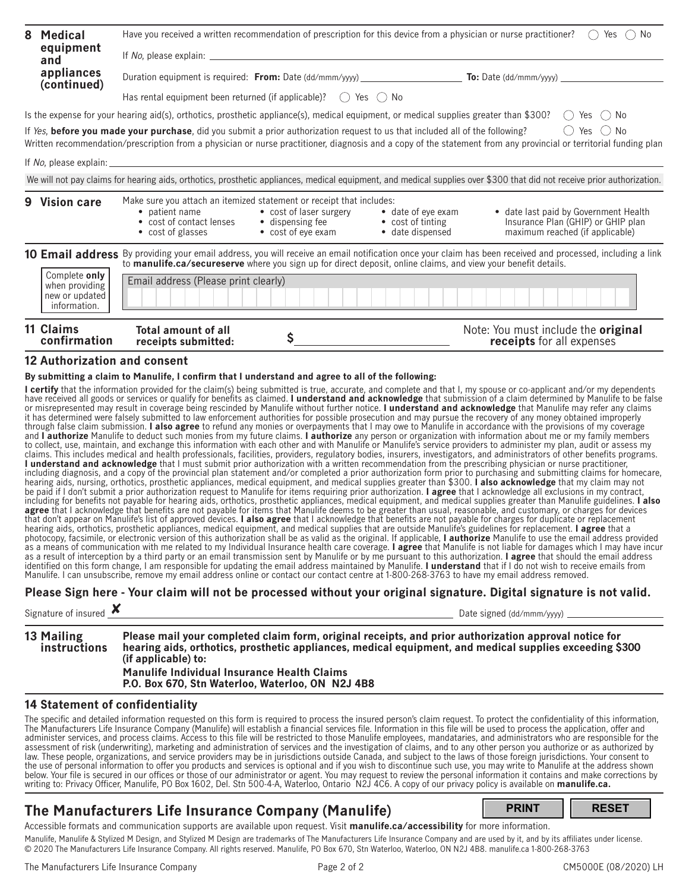## 8 Medical equipment and appliances (continued)

Have you received a written recommendation of prescription for this device from a physician or nurse practitioner? ◯ Yes ◯ No

If *No*, please explain: ______________________________

Duration equipment is required: **From:** Date (dd/mmm/yyyy) ____________ **To:** Date (dd/mmm/yyyy) ____________

Has rental equipment been returned (if applicable)? ◯ Yes ◯ No

Is the expense for your hearing aid(s), orthotics, prosthetic appliance(s), medical equipment, or medical supplies greater than $300? ◯ Yes ◯ No

If *Yes*, **before you made your purchase**, did you submit a prior authorization request to us that included all of the following? ◯ Yes ◯ No
Written recommendation/prescription from a physician or nurse practitioner, diagnosis and a copy of the statement from any provincial or territorial funding plan

If *No*, please explain: ______________________________

We will not pay claims for hearing aids, orthotics, prosthetic appliances, medical equipment, and medical supplies over $300 that did not receive prior authorization.

## 9 Vision care

Make sure you attach an itemized statement or receipt that includes:

- patient name
- cost of contact lenses
- cost of glasses
- cost of laser surgery
- dispensing fee
- cost of eye exam
- date of eye exam
- cost of tinting
- date dispensed
- date last paid by Government Health Insurance Plan (GHIP) or GHIP plan maximum reached (if applicable)

## 10 Email address

By providing your email address, you will receive an email notification once your claim has been received and processed, including a link to **manulife.ca/secureserve** where you sign up for direct deposit, online claims, and view your benefit details.

Complete **only** when providing new or updated information.

Email address (Please print clearly) ______________________________

## 11 Claims confirmation

**Total amount of all receipts submitted:** $ ____________

Note: You must include the **original receipts** for all expenses

## 12 Authorization and consent

**By submitting a claim to Manulife, I confirm that I understand and agree to all of the following:**

**I certify** that the information provided for the claim(s) being submitted is true, accurate, and complete and that I, my spouse or co-applicant and/or my dependents have received all goods or services or qualify for benefits as claimed. **I understand and acknowledge** that submission of a claim determined by Manulife to be false or misrepresented may result in coverage being rescinded by Manulife without further notice. **I understand and acknowledge** that Manulife may refer any claims it has determined were falsely submitted to law enforcement authorities for possible prosecution and may pursue the recovery of any money obtained improperly through false claim submission. **I also agree** to refund any monies or overpayments that I may owe to Manulife in accordance with the provisions of my coverage and **I authorize** Manulife to deduct such monies from my future claims. **I authorize** any person or organization with information about me or my family members to collect, use, maintain, and exchange this information with each other and with Manulife or Manulife's service providers to administer my plan, audit or assess my claims. This includes medical and health professionals, facilities, providers, regulatory bodies, insurers, investigators, and administrators of other benefits programs. **I understand and acknowledge** that I must submit prior authorization with a written recommendation from the prescribing physician or nurse practitioner, including diagnosis, and a copy of the provincial plan statement and/or completed a prior authorization form prior to purchasing and submitting claims for homecare, hearing aids, nursing, orthotics, prosthetic appliances, medical equipment, and medical supplies greater than $300. **I also acknowledge** that my claim may not be paid if I don't submit a prior authorization request to Manulife for items requiring prior authorization. **I agree** that I acknowledge all exclusions in my contract, including for benefits not payable for hearing aids, orthotics, prosthetic appliances, medical equipment, and medical supplies greater than Manulife guidelines. **I also agree** that I acknowledge that benefits are not payable for items that Manulife deems to be greater than usual, reasonable, and customary, or charges for devices that don't appear on Manulife's list of approved devices. **I also agree** that I acknowledge that benefits are not payable for charges for duplicate or replacement hearing aids, orthotics, prosthetic appliances, medical equipment, and medical supplies that are outside Manulife's guidelines for replacement. **I agree** that a photocopy, facsimile, or electronic version of this authorization shall be as valid as the original. If applicable, **I authorize** Manulife to use the email address provided as a means of communication with me related to my Individual Insurance health care coverage. **I agree** that Manulife is not liable for damages which I may have incur as a result of interception by a third party or an email transmission sent by Manulife or by me pursuant to this authorization. **I agree** that should the email address identified on this form change, I am responsible for updating the email address maintained by Manulife. **I understand** that if I do not wish to receive emails from Manulife. I can unsubscribe, remove my email address online or contact our contact centre at 1-800-268-3763 to have my email address removed.

**Please Sign here - Your claim will not be processed without your original signature. Digital signature is not valid.**

Signature of insured ✘ ______________________________ Date signed (dd/mmm/yyyy) ____________

## 13 Mailing instructions

**Please mail your completed claim form, original receipts, and prior authorization approval notice for hearing aids, orthotics, prosthetic appliances, medical equipment, and medical supplies exceeding $300 (if applicable) to:**

**Manulife Individual Insurance Health Claims**
**P.O. Box 670, Stn Waterloo, Waterloo, ON N2J 4B8**

## 14 Statement of confidentiality

The specific and detailed information requested on this form is required to process the insured person's claim request. To protect the confidentiality of this information, The Manufacturers Life Insurance Company (Manulife) will establish a financial services file. Information in this file will be used to process the application, offer and administer services, and process claims. Access to this file will be restricted to those Manulife employees, mandataries, and administrators who are responsible for the assessment of risk (underwriting), marketing and administration of services and the investigation of claims, and to any other person you authorize or as authorized by law. These people, organizations, and service providers may be in jurisdictions outside Canada, and subject to the laws of those foreign jurisdictions. Your consent to the use of personal information to offer you products and services is optional and if you wish to discontinue such use, you may write to Manulife at the address shown below. Your file is secured in our offices or those of our administrator or agent. You may request to review the personal information it contains and make corrections by writing to: Privacy Officer, Manulife, PO Box 1602, Del. Stn 500-4-A, Waterloo, Ontario N2J 4C6. A copy of our privacy policy is available on **manulife.ca.**

# The Manufacturers Life Insurance Company (Manulife)

PRINT RESET

Accessible formats and communication supports are available upon request. Visit **manulife.ca/accessibility** for more information.

Manulife, Manulife & Stylized M Design, and Stylized M Design are trademarks of The Manufacturers Life Insurance Company and are used by it, and by its affiliates under license. © 2020 The Manufacturers Life Insurance Company. All rights reserved. Manulife, PO Box 670, Stn Waterloo, Waterloo, ON N2J 4B8. manulife.ca 1-800-268-3763

CM5000E (08/2020) LH